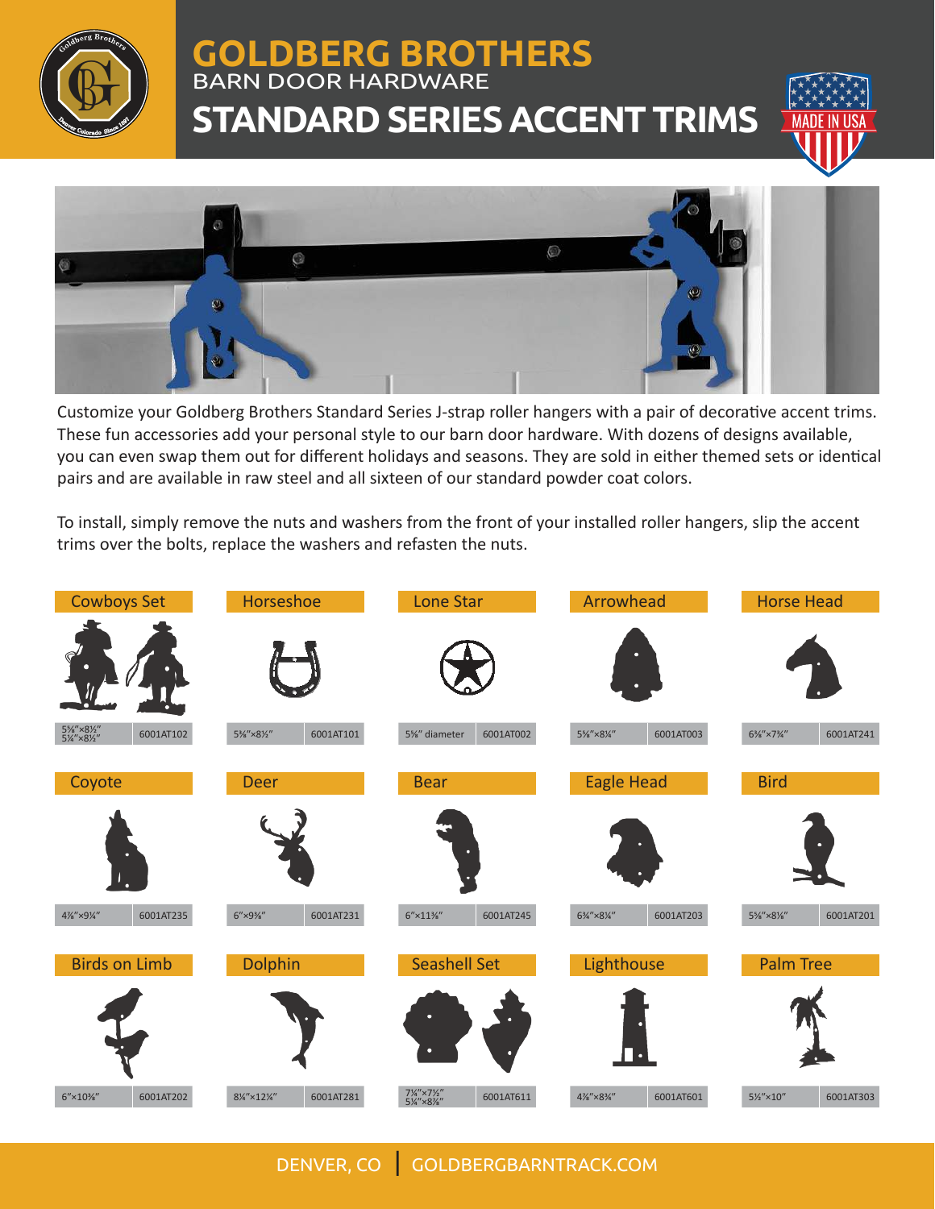# GOLDBERG BROTHERS

## BARN DOOR HARDWARE

# STANDARD SERIES ACCENT TRIMS

MADE IN USA

Customize your Goldberg Brothers Standard Series J-strap roller hangers with a pair of decorative accent trims. These fun accessories add your personal style to our barn door hardware. With dozens of designs available, you can even swap them out for different holidays and seasons. They are sold in either themed sets or identical pairs and are available in raw steel and all sixteen of our standard powder coat colors.

To install, simply remove the nuts and washers from the front of your installed roller hangers, slip the accent trims over the bolts, replace the washers and refasten the nuts.

| Design | Size | Part Number |
|---|---|---|
| Cowboys Set | 5⅝″×8½″ / 5¼″×8½″ | 6001AT102 |
| Horseshoe | 5⅜″×8½″ | 6001AT101 |
| Lone Star | 5⅝″ diameter | 6001AT002 |
| Arrowhead | 5⅝″×8¼″ | 6001AT003 |
| Horse Head | 6¾″×7¾″ | 6001AT241 |
| Coyote | 4⅞″×9¼″ | 6001AT235 |
| Deer | 6″×9⅜″ | 6001AT231 |
| Bear | 6″×11⅜″ | 6001AT245 |
| Eagle Head | 6¾″×8¼″ | 6001AT203 |
| Bird | 5⅝″×8¼″ | 6001AT201 |
| Birds on Limb | 6″×10⅜″ | 6001AT202 |
| Dolphin | 8¼″×12¼″ | 6001AT281 |
| Seashell Set | 7¼″×7½″ / 5¼″×8⅞″ | 6001AT611 |
| Lighthouse | 4⅞″×8¾″ | 6001AT601 |
| Palm Tree | 5½″×10″ | 6001AT303 |

DENVER, CO | GOLDBERGBARNTRACK.COM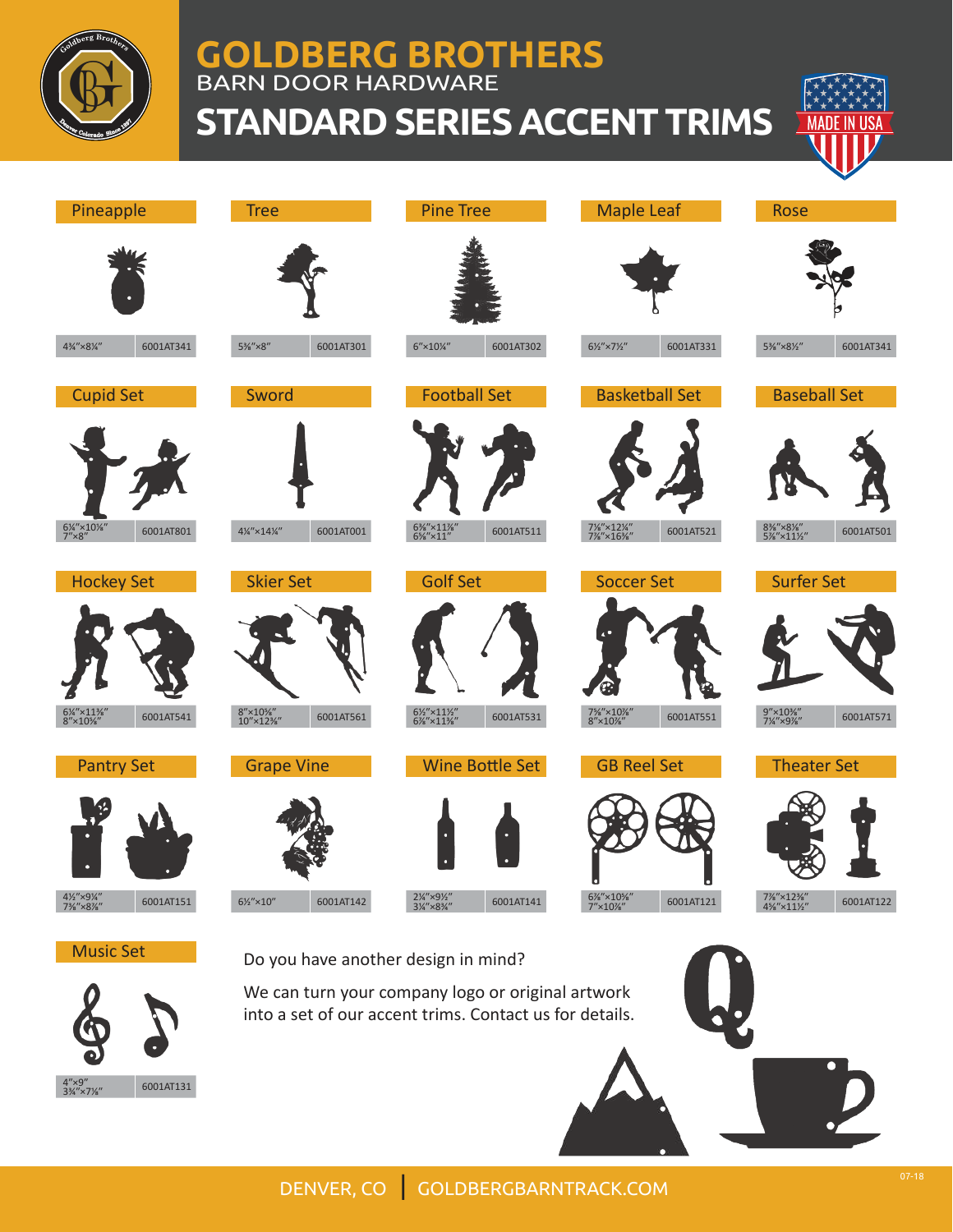# GOLDBERG BROTHERS

BARN DOOR HARDWARE

## STANDARD SERIES ACCENT TRIMS

MADE IN USA

| Name | Dimensions | Part Number |
|---|---|---|
| Pineapple | 4¾"×8¾" | 6001AT341 |
| Tree | 5⅝"×8" | 6001AT301 |
| Pine Tree | 6"×10¼" | 6001AT302 |
| Maple Leaf | 6½"×7½" | 6001AT331 |
| Rose | 5⅜"×8½" | 6001AT341 |
| Cupid Set | 6⅛"×10⅛" 7"×8" | 6001AT801 |
| Sword | 4¼"×14¼" | 6001AT001 |
| Football Set | 6⅜"×11⅞" 6⅝"×11" | 6001AT511 |
| Basketball Set | 7⅛"×12¼" 7⅞"×16⅜" | 6001AT521 |
| Baseball Set | 8⅜"×8¼" 5⅞"×11½" | 6001AT501 |
| Hockey Set | 6⅛"×11⅜" 8"×10¾" | 6001AT541 |
| Skier Set | 8"×10⅝" 10"×12⅜" | 6001AT561 |
| Golf Set | 6½"×11½" 6⅞"×11⅜" | 6001AT531 |
| Soccer Set | 7⅝"×10⅝" 8"×10⅞" | 6001AT551 |
| Surfer Set | 9"×10⅜" 7¼"×9⅞" | 6001AT571 |
| Pantry Set | 4½"×9¼" 7⅝"×8⅞" | 6001AT151 |
| Grape Vine | 6½"×10" | 6001AT142 |
| Wine Bottle Set | 2¼"×9½" 3¼"×8¾" | 6001AT141 |
| GB Reel Set | 6⅞"×10⅝" 7"×10⅞" | 6001AT121 |
| Theater Set | 7⅞"×12⅜" 4⅜"×11½" | 6001AT122 |
| Music Set | 4"×9" 3¾"×7⅞" | 6001AT131 |

Do you have another design in mind?

We can turn your company logo or original artwork into a set of our accent trims. Contact us for details.

DENVER, CO | GOLDBERGBARNTRACK.COM

07-18